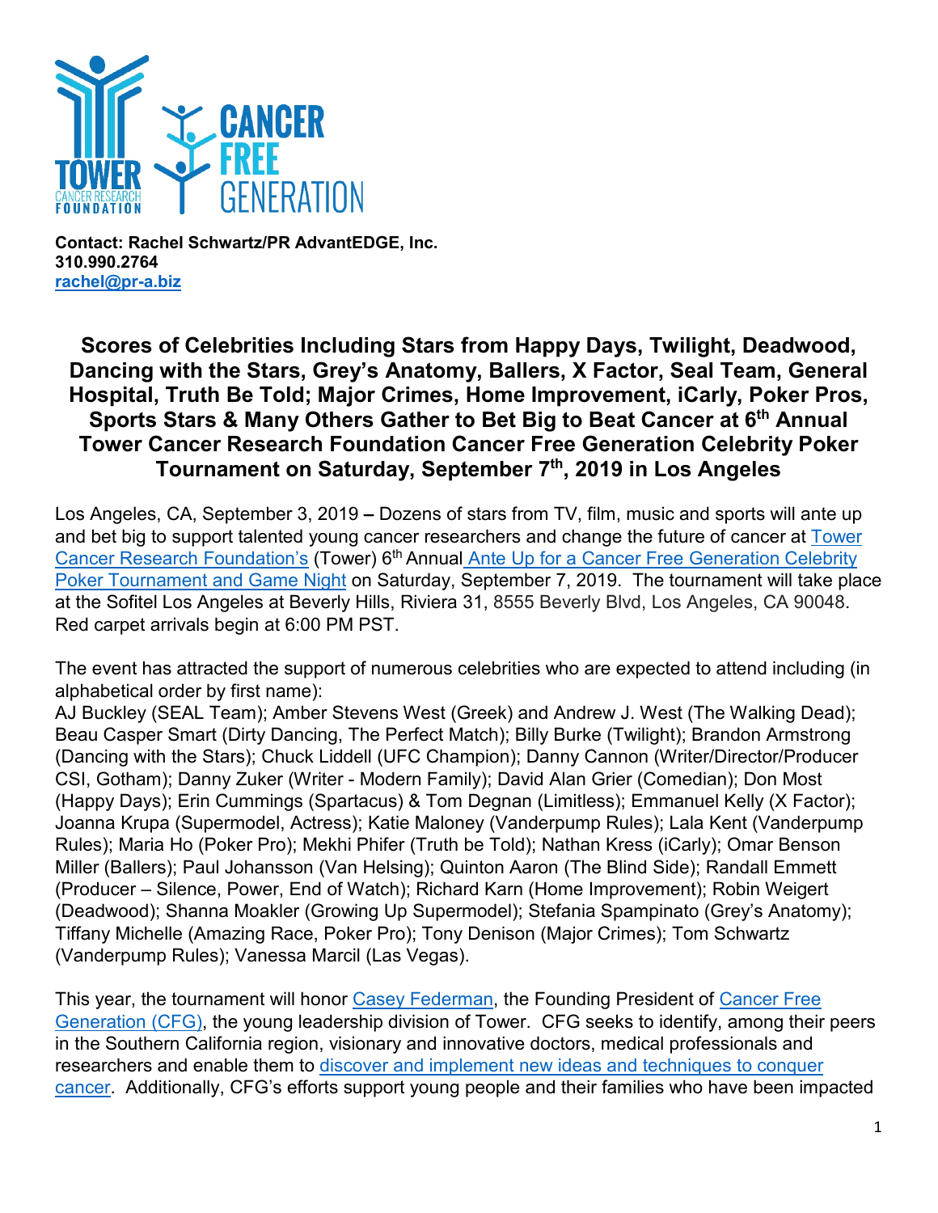**Contact: Rachel Schwartz/PR AdvantEDGE, Inc.**
**310.990.2764**
**[rachel@pr-a.biz](mailto:rachel@pr-a.biz)**

# Scores of Celebrities Including Stars from Happy Days, Twilight, Deadwood, Dancing with the Stars, Grey's Anatomy, Ballers, X Factor, Seal Team, General Hospital, Truth Be Told; Major Crimes, Home Improvement, iCarly, Poker Pros, Sports Stars & Many Others Gather to Bet Big to Beat Cancer at 6th Annual Tower Cancer Research Foundation Cancer Free Generation Celebrity Poker Tournament on Saturday, September 7th, 2019 in Los Angeles

Los Angeles, CA, September 3, 2019 **–** Dozens of stars from TV, film, music and sports will ante up and bet big to support talented young cancer researchers and change the future of cancer at Tower Cancer Research Foundation's (Tower) 6th Annual Ante Up for a Cancer Free Generation Celebrity Poker Tournament and Game Night on Saturday, September 7, 2019. The tournament will take place at the Sofitel Los Angeles at Beverly Hills, Riviera 31, 8555 Beverly Blvd, Los Angeles, CA 90048. Red carpet arrivals begin at 6:00 PM PST.

The event has attracted the support of numerous celebrities who are expected to attend including (in alphabetical order by first name):
AJ Buckley (SEAL Team); Amber Stevens West (Greek) and Andrew J. West (The Walking Dead); Beau Casper Smart (Dirty Dancing, The Perfect Match); Billy Burke (Twilight); Brandon Armstrong (Dancing with the Stars); Chuck Liddell (UFC Champion); Danny Cannon (Writer/Director/Producer CSI, Gotham); Danny Zuker (Writer - Modern Family); David Alan Grier (Comedian); Don Most (Happy Days); Erin Cummings (Spartacus) & Tom Degnan (Limitless); Emmanuel Kelly (X Factor); Joanna Krupa (Supermodel, Actress); Katie Maloney (Vanderpump Rules); Lala Kent (Vanderpump Rules); Maria Ho (Poker Pro); Mekhi Phifer (Truth be Told); Nathan Kress (iCarly); Omar Benson Miller (Ballers); Paul Johansson (Van Helsing); Quinton Aaron (The Blind Side); Randall Emmett (Producer – Silence, Power, End of Watch); Richard Karn (Home Improvement); Robin Weigert (Deadwood); Shanna Moakler (Growing Up Supermodel); Stefania Spampinato (Grey's Anatomy); Tiffany Michelle (Amazing Race, Poker Pro); Tony Denison (Major Crimes); Tom Schwartz (Vanderpump Rules); Vanessa Marcil (Las Vegas).

This year, the tournament will honor Casey Federman, the Founding President of Cancer Free Generation (CFG), the young leadership division of Tower. CFG seeks to identify, among their peers in the Southern California region, visionary and innovative doctors, medical professionals and researchers and enable them to discover and implement new ideas and techniques to conquer cancer. Additionally, CFG's efforts support young people and their families who have been impacted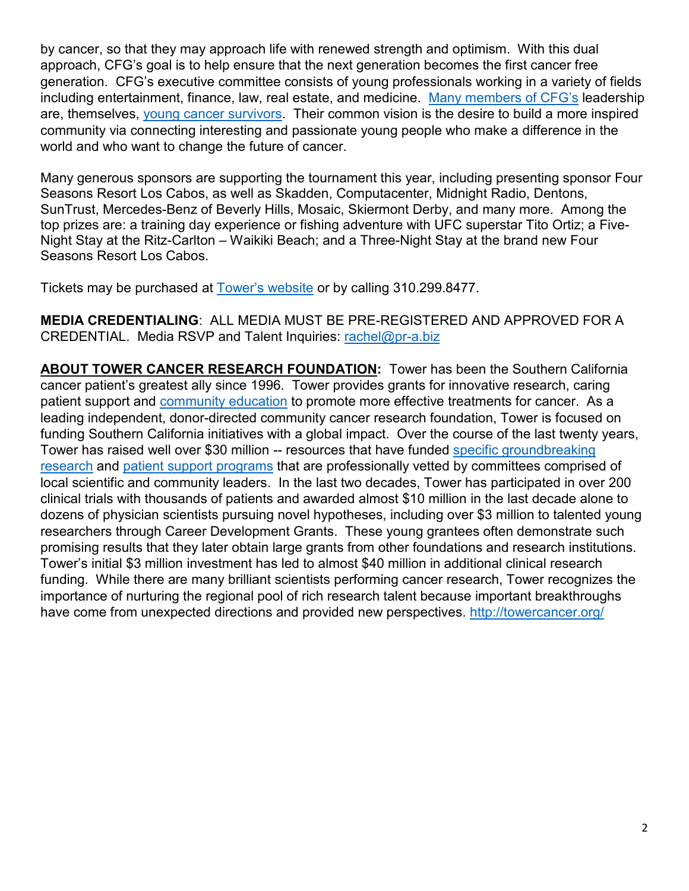by cancer, so that they may approach life with renewed strength and optimism. With this dual approach, CFG's goal is to help ensure that the next generation becomes the first cancer free generation. CFG's executive committee consists of young professionals working in a variety of fields including entertainment, finance, law, real estate, and medicine. Many members of CFG's leadership are, themselves, young cancer survivors. Their common vision is the desire to build a more inspired community via connecting interesting and passionate young people who make a difference in the world and who want to change the future of cancer.

Many generous sponsors are supporting the tournament this year, including presenting sponsor Four Seasons Resort Los Cabos, as well as Skadden, Computacenter, Midnight Radio, Dentons, SunTrust, Mercedes-Benz of Beverly Hills, Mosaic, Skiermont Derby, and many more. Among the top prizes are: a training day experience or fishing adventure with UFC superstar Tito Ortiz; a Five-Night Stay at the Ritz-Carlton – Waikiki Beach; and a Three-Night Stay at the brand new Four Seasons Resort Los Cabos.

Tickets may be purchased at Tower's website or by calling 310.299.8477.

**MEDIA CREDENTIALING**: ALL MEDIA MUST BE PRE-REGISTERED AND APPROVED FOR A CREDENTIAL. Media RSVP and Talent Inquiries: rachel@pr-a.biz

**ABOUT TOWER CANCER RESEARCH FOUNDATION:** Tower has been the Southern California cancer patient's greatest ally since 1996. Tower provides grants for innovative research, caring patient support and community education to promote more effective treatments for cancer. As a leading independent, donor-directed community cancer research foundation, Tower is focused on funding Southern California initiatives with a global impact. Over the course of the last twenty years, Tower has raised well over $30 million -- resources that have funded specific groundbreaking research and patient support programs that are professionally vetted by committees comprised of local scientific and community leaders. In the last two decades, Tower has participated in over 200 clinical trials with thousands of patients and awarded almost $10 million in the last decade alone to dozens of physician scientists pursuing novel hypotheses, including over $3 million to talented young researchers through Career Development Grants. These young grantees often demonstrate such promising results that they later obtain large grants from other foundations and research institutions. Tower's initial $3 million investment has led to almost $40 million in additional clinical research funding. While there are many brilliant scientists performing cancer research, Tower recognizes the importance of nurturing the regional pool of rich research talent because important breakthroughs have come from unexpected directions and provided new perspectives. http://towercancer.org/